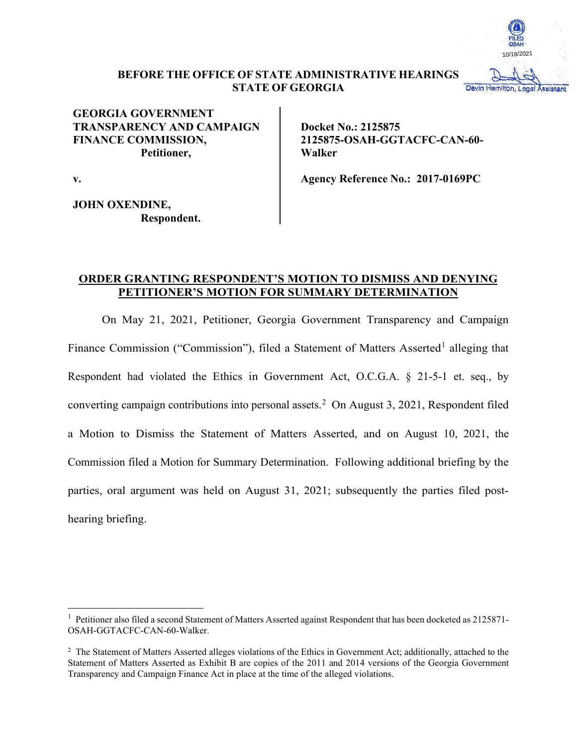FILED OSAH 10/18/2021

Devin Hamilton, Legal Assistant

**BEFORE THE OFFICE OF STATE ADMINISTRATIVE HEARINGS**
**STATE OF GEORGIA**

| | |
|---|---|
| **GEORGIA GOVERNMENT TRANSPARENCY AND CAMPAIGN FINANCE COMMISSION,** **Petitioner,** | **Docket No.: 2125875** **2125875-OSAH-GGTACFC-CAN-60-Walker** |
| **v.** | **Agency Reference No.: 2017-0169PC** |
| **JOHN OXENDINE,** **Respondent.** | |

## ORDER GRANTING RESPONDENT'S MOTION TO DISMISS AND DENYING PETITIONER'S MOTION FOR SUMMARY DETERMINATION

On May 21, 2021, Petitioner, Georgia Government Transparency and Campaign Finance Commission ("Commission"), filed a Statement of Matters Asserted[1] alleging that Respondent had violated the Ethics in Government Act, O.C.G.A. § 21-5-1 et. seq., by converting campaign contributions into personal assets.[2] On August 3, 2021, Respondent filed a Motion to Dismiss the Statement of Matters Asserted, and on August 10, 2021, the Commission filed a Motion for Summary Determination. Following additional briefing by the parties, oral argument was held on August 31, 2021; subsequently the parties filed post-hearing briefing.

---

[1] Petitioner also filed a second Statement of Matters Asserted against Respondent that has been docketed as 2125871-OSAH-GGTACFC-CAN-60-Walker.

[2] The Statement of Matters Asserted alleges violations of the Ethics in Government Act; additionally, attached to the Statement of Matters Asserted as Exhibit B are copies of the 2011 and 2014 versions of the Georgia Government Transparency and Campaign Finance Act in place at the time of the alleged violations.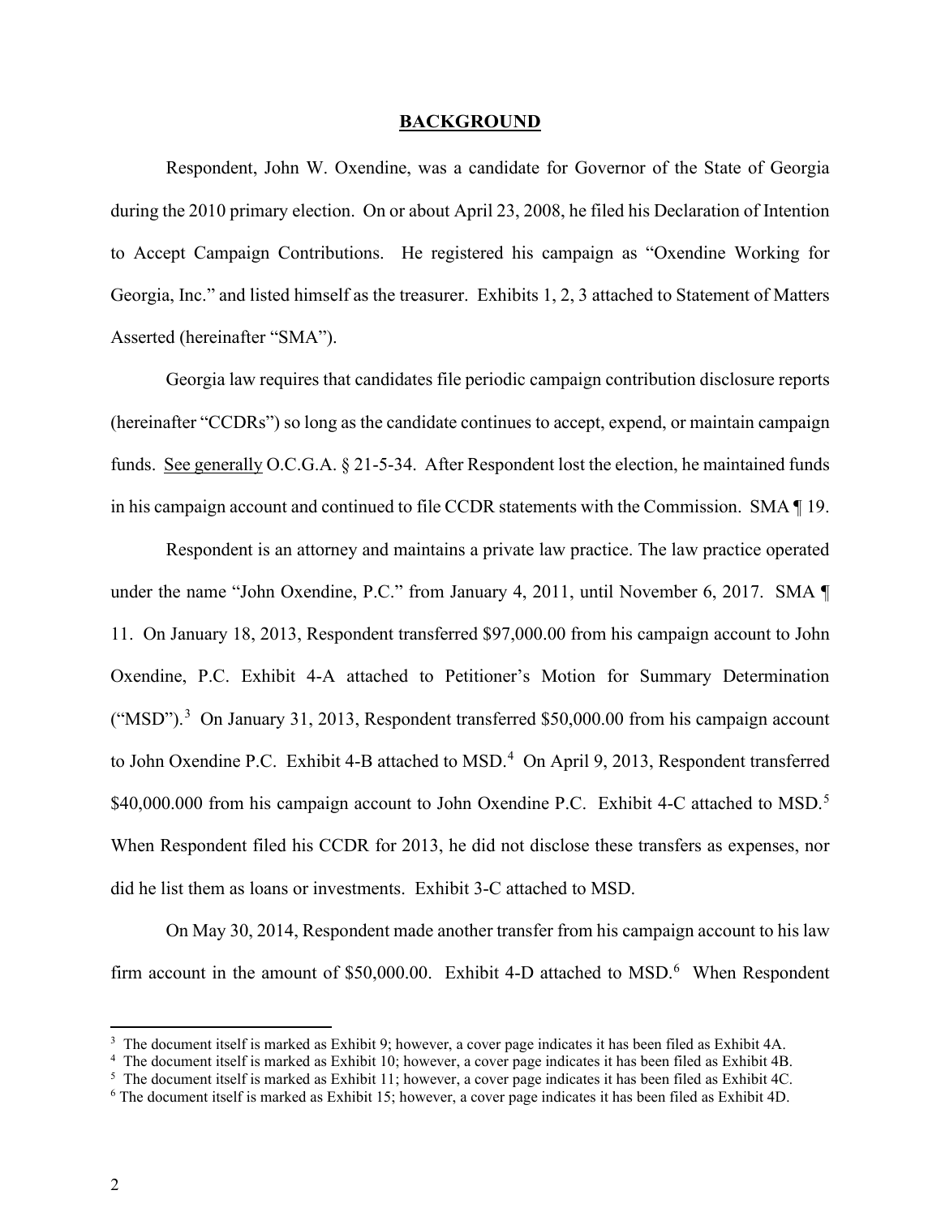## BACKGROUND

Respondent, John W. Oxendine, was a candidate for Governor of the State of Georgia during the 2010 primary election. On or about April 23, 2008, he filed his Declaration of Intention to Accept Campaign Contributions. He registered his campaign as "Oxendine Working for Georgia, Inc." and listed himself as the treasurer. Exhibits 1, 2, 3 attached to Statement of Matters Asserted (hereinafter "SMA").

Georgia law requires that candidates file periodic campaign contribution disclosure reports (hereinafter "CCDRs") so long as the candidate continues to accept, expend, or maintain campaign funds. See generally O.C.G.A. § 21-5-34. After Respondent lost the election, he maintained funds in his campaign account and continued to file CCDR statements with the Commission. SMA ¶ 19.

Respondent is an attorney and maintains a private law practice. The law practice operated under the name "John Oxendine, P.C." from January 4, 2011, until November 6, 2017. SMA ¶ 11. On January 18, 2013, Respondent transferred $97,000.00 from his campaign account to John Oxendine, P.C. Exhibit 4-A attached to Petitioner's Motion for Summary Determination ("MSD").[3] On January 31, 2013, Respondent transferred $50,000.00 from his campaign account to John Oxendine P.C. Exhibit 4-B attached to MSD.[4] On April 9, 2013, Respondent transferred $40,000.000 from his campaign account to John Oxendine P.C. Exhibit 4-C attached to MSD.[5] When Respondent filed his CCDR for 2013, he did not disclose these transfers as expenses, nor did he list them as loans or investments. Exhibit 3-C attached to MSD.

On May 30, 2014, Respondent made another transfer from his campaign account to his law firm account in the amount of $50,000.00. Exhibit 4-D attached to MSD.[6] When Respondent

---

[3] The document itself is marked as Exhibit 9; however, a cover page indicates it has been filed as Exhibit 4A.

[4] The document itself is marked as Exhibit 10; however, a cover page indicates it has been filed as Exhibit 4B.

[5] The document itself is marked as Exhibit 11; however, a cover page indicates it has been filed as Exhibit 4C.

[6] The document itself is marked as Exhibit 15; however, a cover page indicates it has been filed as Exhibit 4D.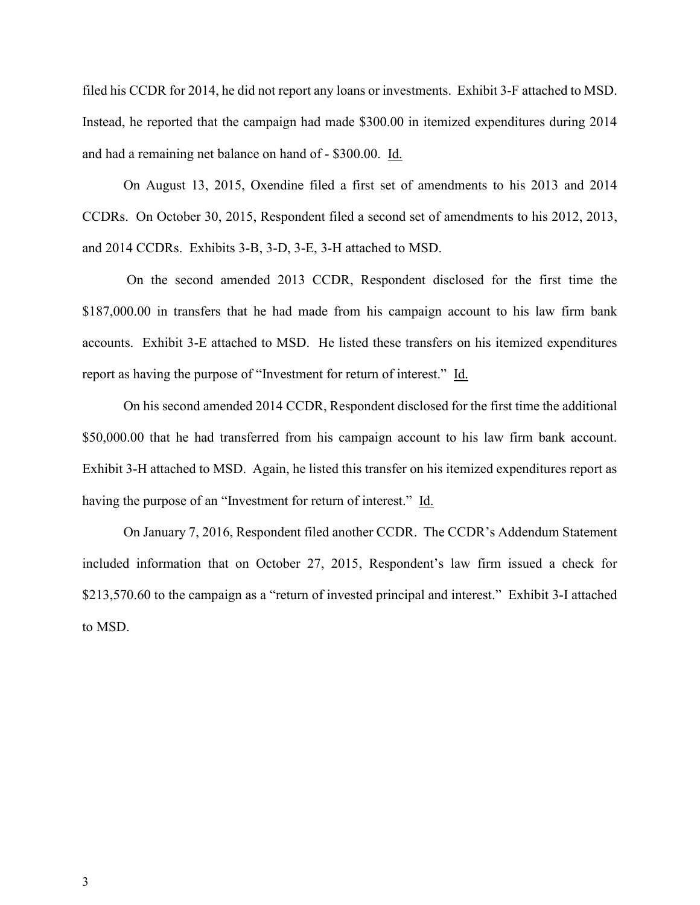filed his CCDR for 2014, he did not report any loans or investments. Exhibit 3-F attached to MSD. Instead, he reported that the campaign had made $300.00 in itemized expenditures during 2014 and had a remaining net balance on hand of - $300.00. Id.

On August 13, 2015, Oxendine filed a first set of amendments to his 2013 and 2014 CCDRs. On October 30, 2015, Respondent filed a second set of amendments to his 2012, 2013, and 2014 CCDRs. Exhibits 3-B, 3-D, 3-E, 3-H attached to MSD.

On the second amended 2013 CCDR, Respondent disclosed for the first time the $187,000.00 in transfers that he had made from his campaign account to his law firm bank accounts. Exhibit 3-E attached to MSD. He listed these transfers on his itemized expenditures report as having the purpose of "Investment for return of interest." Id.

On his second amended 2014 CCDR, Respondent disclosed for the first time the additional $50,000.00 that he had transferred from his campaign account to his law firm bank account. Exhibit 3-H attached to MSD. Again, he listed this transfer on his itemized expenditures report as having the purpose of an "Investment for return of interest." Id.

On January 7, 2016, Respondent filed another CCDR. The CCDR's Addendum Statement included information that on October 27, 2015, Respondent's law firm issued a check for $213,570.60 to the campaign as a "return of invested principal and interest." Exhibit 3-I attached to MSD.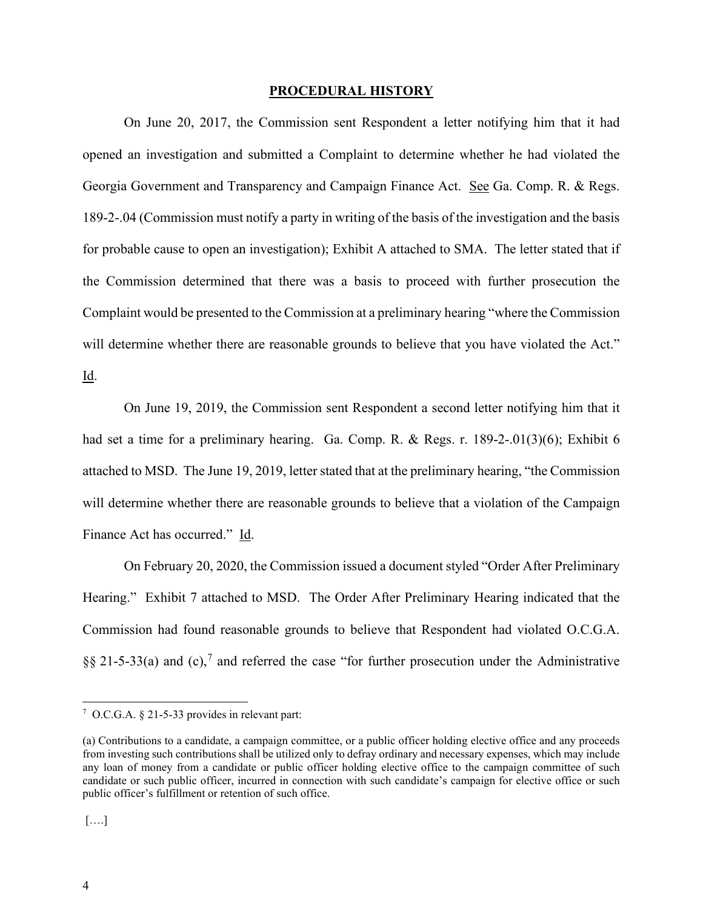## PROCEDURAL HISTORY

On June 20, 2017, the Commission sent Respondent a letter notifying him that it had opened an investigation and submitted a Complaint to determine whether he had violated the Georgia Government and Transparency and Campaign Finance Act. See Ga. Comp. R. & Regs. 189-2-.04 (Commission must notify a party in writing of the basis of the investigation and the basis for probable cause to open an investigation); Exhibit A attached to SMA. The letter stated that if the Commission determined that there was a basis to proceed with further prosecution the Complaint would be presented to the Commission at a preliminary hearing "where the Commission will determine whether there are reasonable grounds to believe that you have violated the Act." Id.

On June 19, 2019, the Commission sent Respondent a second letter notifying him that it had set a time for a preliminary hearing. Ga. Comp. R. & Regs. r. 189-2-.01(3)(6); Exhibit 6 attached to MSD. The June 19, 2019, letter stated that at the preliminary hearing, "the Commission will determine whether there are reasonable grounds to believe that a violation of the Campaign Finance Act has occurred." Id.

On February 20, 2020, the Commission issued a document styled "Order After Preliminary Hearing." Exhibit 7 attached to MSD. The Order After Preliminary Hearing indicated that the Commission had found reasonable grounds to believe that Respondent had violated O.C.G.A. §§ 21-5-33(a) and (c),[7] and referred the case "for further prosecution under the Administrative

---

[7] O.C.G.A. § 21-5-33 provides in relevant part:

(a) Contributions to a candidate, a campaign committee, or a public officer holding elective office and any proceeds from investing such contributions shall be utilized only to defray ordinary and necessary expenses, which may include any loan of money from a candidate or public officer holding elective office to the campaign committee of such candidate or such public officer, incurred in connection with such candidate's campaign for elective office or such public officer's fulfillment or retention of such office.

[….]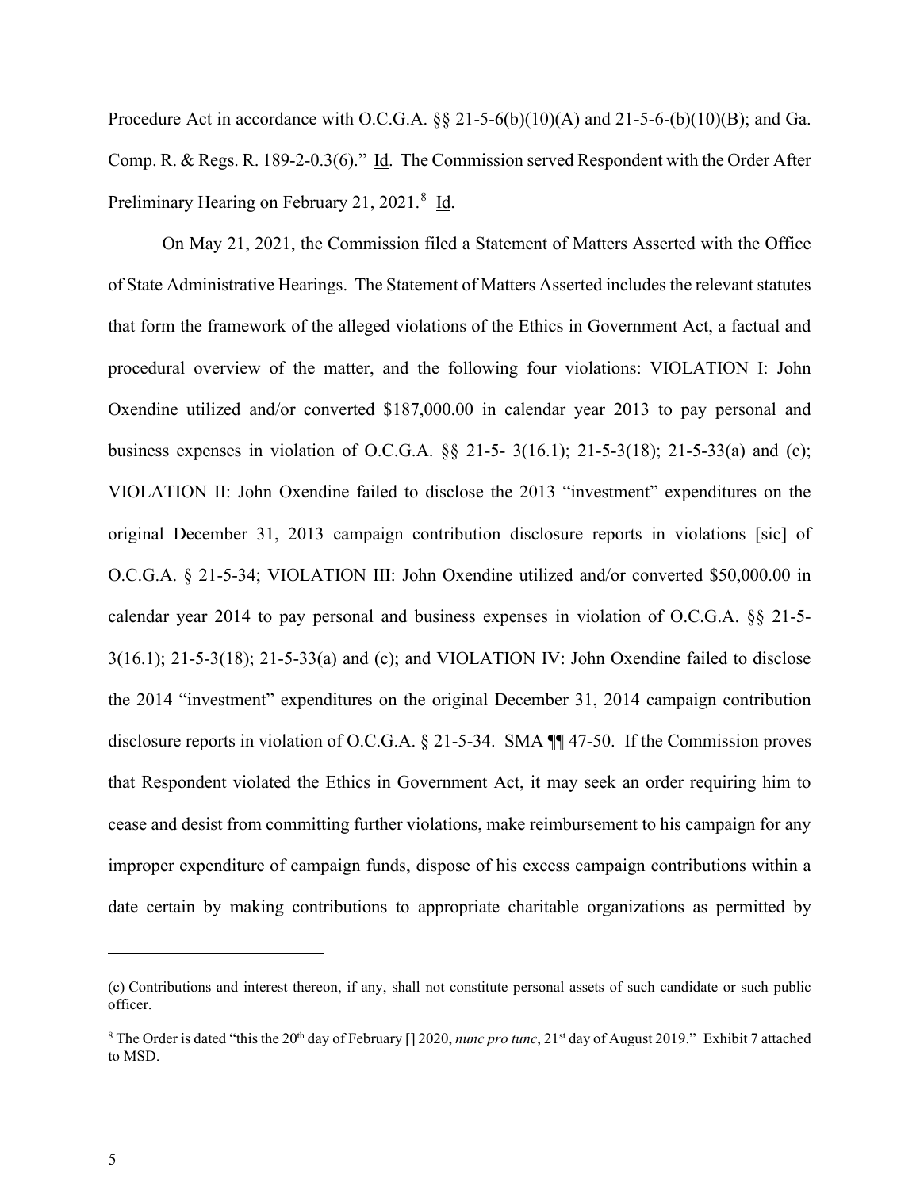Procedure Act in accordance with O.C.G.A. §§ 21-5-6(b)(10)(A) and 21-5-6-(b)(10)(B); and Ga. Comp. R. & Regs. R. 189-2-0.3(6)." Id. The Commission served Respondent with the Order After Preliminary Hearing on February 21, 2021.[8] Id.

On May 21, 2021, the Commission filed a Statement of Matters Asserted with the Office of State Administrative Hearings. The Statement of Matters Asserted includes the relevant statutes that form the framework of the alleged violations of the Ethics in Government Act, a factual and procedural overview of the matter, and the following four violations: VIOLATION I: John Oxendine utilized and/or converted $187,000.00 in calendar year 2013 to pay personal and business expenses in violation of O.C.G.A. §§ 21-5- 3(16.1); 21-5-3(18); 21-5-33(a) and (c); VIOLATION II: John Oxendine failed to disclose the 2013 "investment" expenditures on the original December 31, 2013 campaign contribution disclosure reports in violations [sic] of O.C.G.A. § 21-5-34; VIOLATION III: John Oxendine utilized and/or converted $50,000.00 in calendar year 2014 to pay personal and business expenses in violation of O.C.G.A. §§ 21-5-3(16.1); 21-5-3(18); 21-5-33(a) and (c); and VIOLATION IV: John Oxendine failed to disclose the 2014 "investment" expenditures on the original December 31, 2014 campaign contribution disclosure reports in violation of O.C.G.A. § 21-5-34. SMA ¶¶ 47-50. If the Commission proves that Respondent violated the Ethics in Government Act, it may seek an order requiring him to cease and desist from committing further violations, make reimbursement to his campaign for any improper expenditure of campaign funds, dispose of his excess campaign contributions within a date certain by making contributions to appropriate charitable organizations as permitted by

---

(c) Contributions and interest thereon, if any, shall not constitute personal assets of such candidate or such public officer.

[8] The Order is dated "this the 20th day of February [] 2020, *nunc pro tunc*, 21st day of August 2019." Exhibit 7 attached to MSD.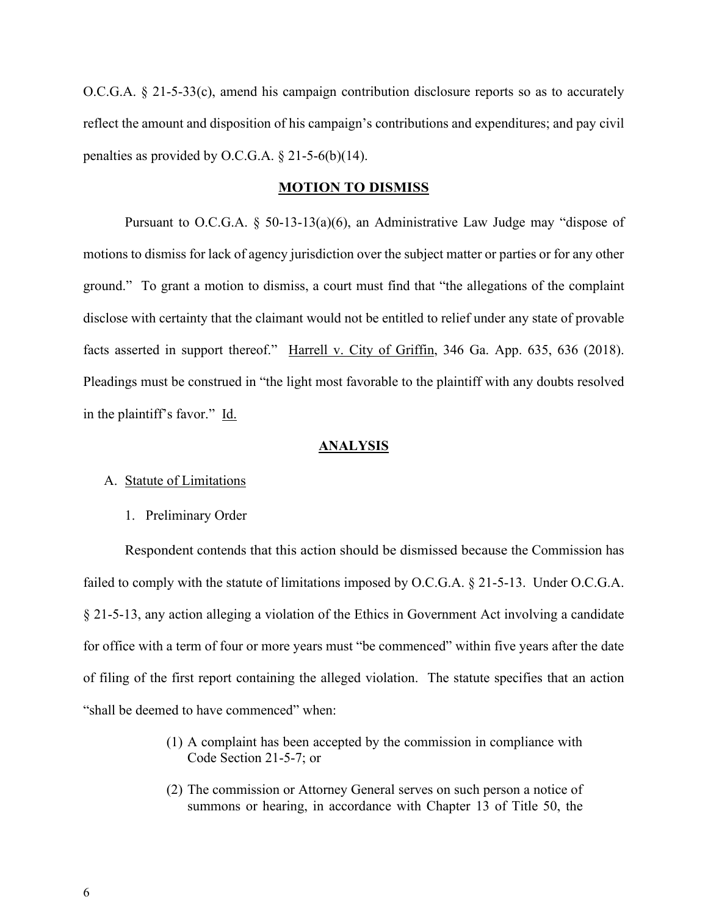O.C.G.A. § 21-5-33(c), amend his campaign contribution disclosure reports so as to accurately reflect the amount and disposition of his campaign's contributions and expenditures; and pay civil penalties as provided by O.C.G.A. § 21-5-6(b)(14).

## **MOTION TO DISMISS**

Pursuant to O.C.G.A. § 50-13-13(a)(6), an Administrative Law Judge may "dispose of motions to dismiss for lack of agency jurisdiction over the subject matter or parties or for any other ground." To grant a motion to dismiss, a court must find that "the allegations of the complaint disclose with certainty that the claimant would not be entitled to relief under any state of provable facts asserted in support thereof." Harrell v. City of Griffin, 346 Ga. App. 635, 636 (2018). Pleadings must be construed in "the light most favorable to the plaintiff with any doubts resolved in the plaintiff's favor." Id.

## **ANALYSIS**

A. Statute of Limitations

1. Preliminary Order

Respondent contends that this action should be dismissed because the Commission has failed to comply with the statute of limitations imposed by O.C.G.A. § 21-5-13. Under O.C.G.A. § 21-5-13, any action alleging a violation of the Ethics in Government Act involving a candidate for office with a term of four or more years must "be commenced" within five years after the date of filing of the first report containing the alleged violation. The statute specifies that an action "shall be deemed to have commenced" when:

> (1) A complaint has been accepted by the commission in compliance with Code Section 21-5-7; or
>
> (2) The commission or Attorney General serves on such person a notice of summons or hearing, in accordance with Chapter 13 of Title 50, the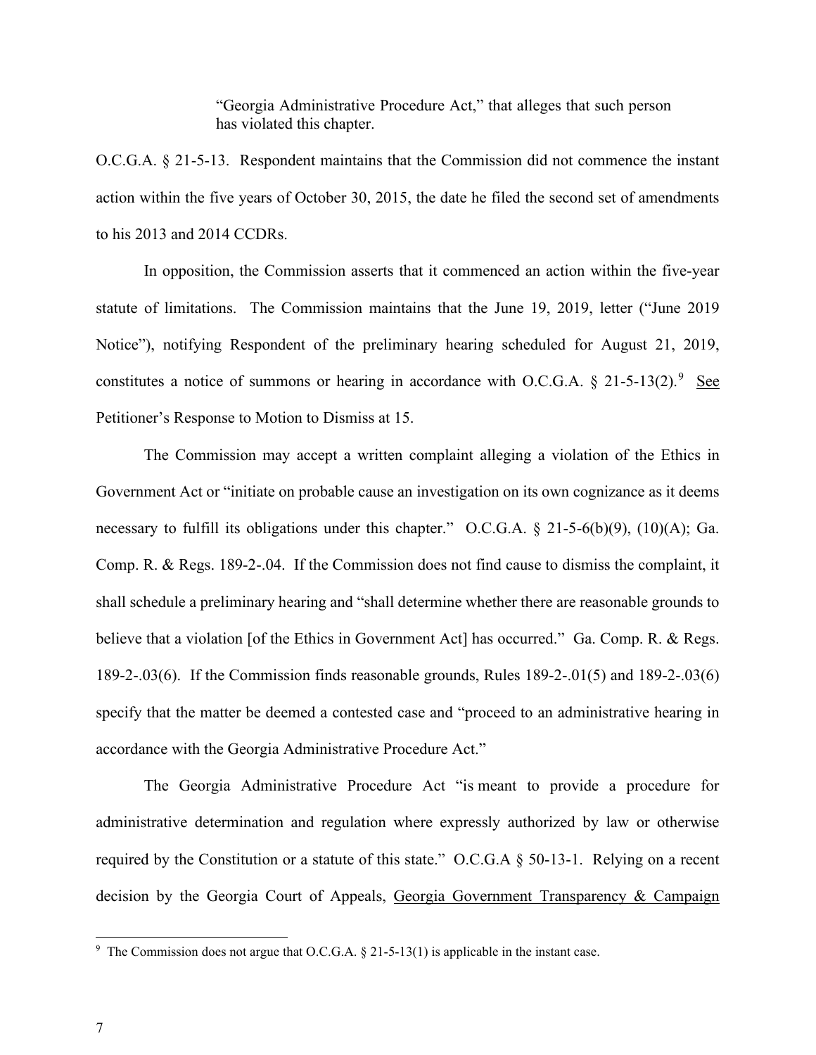> "Georgia Administrative Procedure Act," that alleges that such person has violated this chapter.

O.C.G.A. § 21-5-13. Respondent maintains that the Commission did not commence the instant action within the five years of October 30, 2015, the date he filed the second set of amendments to his 2013 and 2014 CCDRs.

In opposition, the Commission asserts that it commenced an action within the five-year statute of limitations. The Commission maintains that the June 19, 2019, letter ("June 2019 Notice"), notifying Respondent of the preliminary hearing scheduled for August 21, 2019, constitutes a notice of summons or hearing in accordance with O.C.G.A. § 21-5-13(2).[9] See Petitioner's Response to Motion to Dismiss at 15.

The Commission may accept a written complaint alleging a violation of the Ethics in Government Act or "initiate on probable cause an investigation on its own cognizance as it deems necessary to fulfill its obligations under this chapter." O.C.G.A. § 21-5-6(b)(9), (10)(A); Ga. Comp. R. & Regs. 189-2-.04. If the Commission does not find cause to dismiss the complaint, it shall schedule a preliminary hearing and "shall determine whether there are reasonable grounds to believe that a violation [of the Ethics in Government Act] has occurred." Ga. Comp. R. & Regs. 189-2-.03(6). If the Commission finds reasonable grounds, Rules 189-2-.01(5) and 189-2-.03(6) specify that the matter be deemed a contested case and "proceed to an administrative hearing in accordance with the Georgia Administrative Procedure Act."

The Georgia Administrative Procedure Act "is meant to provide a procedure for administrative determination and regulation where expressly authorized by law or otherwise required by the Constitution or a statute of this state." O.C.G.A § 50-13-1. Relying on a recent decision by the Georgia Court of Appeals, Georgia Government Transparency & Campaign

---

[9] The Commission does not argue that O.C.G.A. § 21-5-13(1) is applicable in the instant case.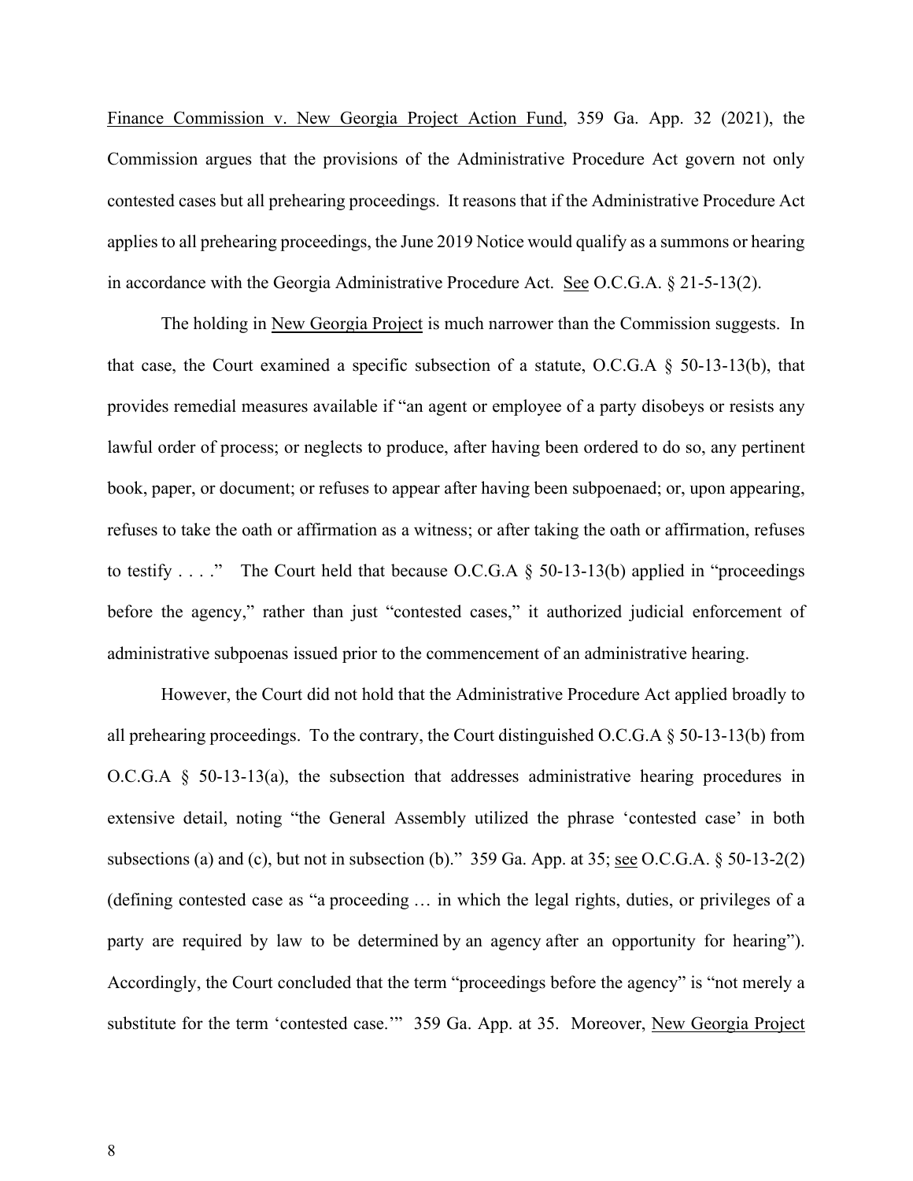Finance Commission v. New Georgia Project Action Fund, 359 Ga. App. 32 (2021), the Commission argues that the provisions of the Administrative Procedure Act govern not only contested cases but all prehearing proceedings. It reasons that if the Administrative Procedure Act applies to all prehearing proceedings, the June 2019 Notice would qualify as a summons or hearing in accordance with the Georgia Administrative Procedure Act. See O.C.G.A. § 21-5-13(2).

The holding in New Georgia Project is much narrower than the Commission suggests. In that case, the Court examined a specific subsection of a statute, O.C.G.A § 50-13-13(b), that provides remedial measures available if "an agent or employee of a party disobeys or resists any lawful order of process; or neglects to produce, after having been ordered to do so, any pertinent book, paper, or document; or refuses to appear after having been subpoenaed; or, upon appearing, refuses to take the oath or affirmation as a witness; or after taking the oath or affirmation, refuses to testify . . . ." The Court held that because O.C.G.A § 50-13-13(b) applied in "proceedings before the agency," rather than just "contested cases," it authorized judicial enforcement of administrative subpoenas issued prior to the commencement of an administrative hearing.

However, the Court did not hold that the Administrative Procedure Act applied broadly to all prehearing proceedings. To the contrary, the Court distinguished O.C.G.A § 50-13-13(b) from O.C.G.A § 50-13-13(a), the subsection that addresses administrative hearing procedures in extensive detail, noting "the General Assembly utilized the phrase 'contested case' in both subsections (a) and (c), but not in subsection (b)." 359 Ga. App. at 35; see O.C.G.A. § 50-13-2(2) (defining contested case as "a proceeding … in which the legal rights, duties, or privileges of a party are required by law to be determined by an agency after an opportunity for hearing"). Accordingly, the Court concluded that the term "proceedings before the agency" is "not merely a substitute for the term 'contested case.'" 359 Ga. App. at 35. Moreover, New Georgia Project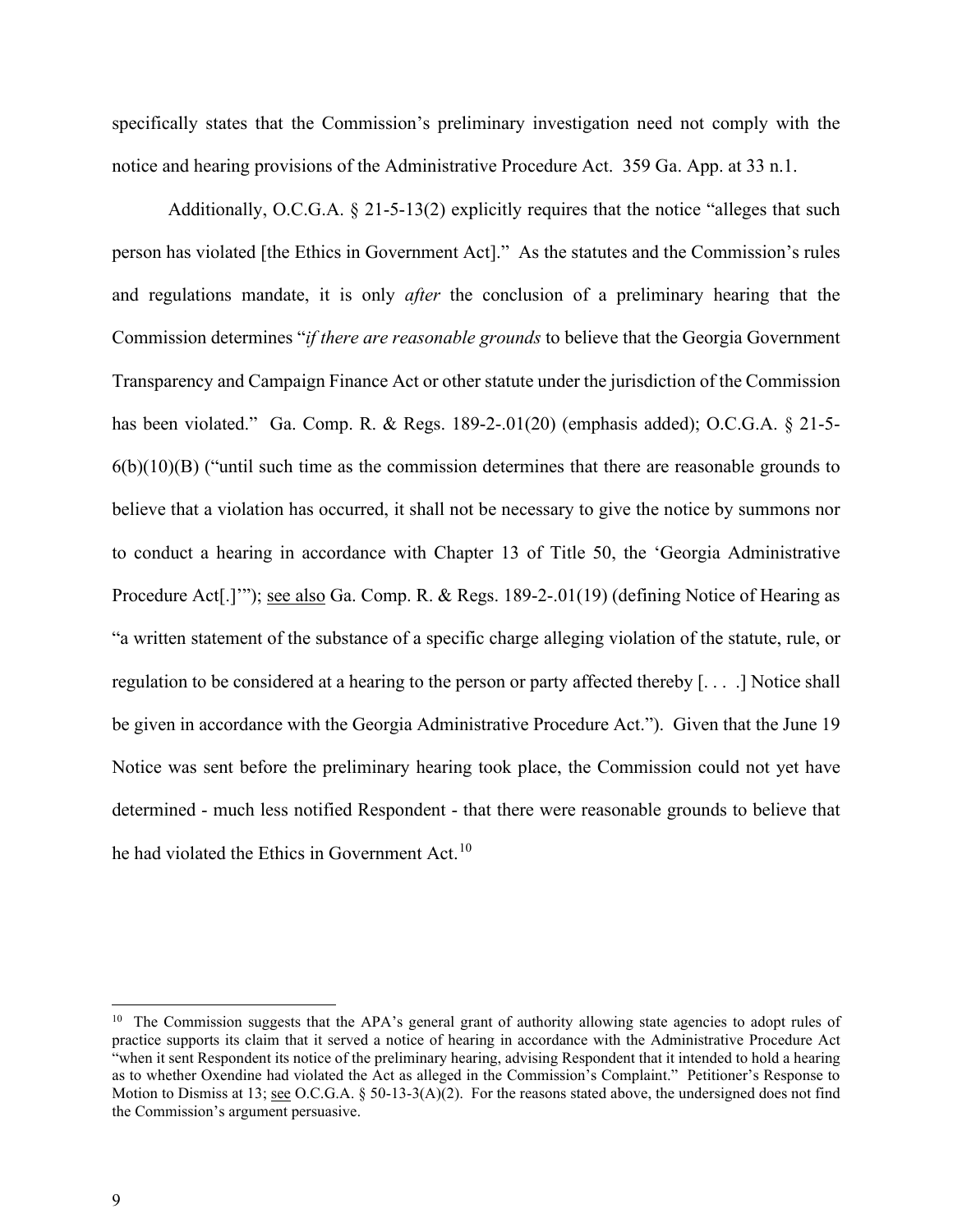specifically states that the Commission's preliminary investigation need not comply with the notice and hearing provisions of the Administrative Procedure Act. 359 Ga. App. at 33 n.1.

Additionally, O.C.G.A. § 21-5-13(2) explicitly requires that the notice "alleges that such person has violated [the Ethics in Government Act]." As the statutes and the Commission's rules and regulations mandate, it is only *after* the conclusion of a preliminary hearing that the Commission determines "*if there are reasonable grounds* to believe that the Georgia Government Transparency and Campaign Finance Act or other statute under the jurisdiction of the Commission has been violated." Ga. Comp. R. & Regs. 189-2-.01(20) (emphasis added); O.C.G.A. § 21-5-6(b)(10)(B) ("until such time as the commission determines that there are reasonable grounds to believe that a violation has occurred, it shall not be necessary to give the notice by summons nor to conduct a hearing in accordance with Chapter 13 of Title 50, the 'Georgia Administrative Procedure Act[.]'"); <u>see also</u> Ga. Comp. R. & Regs. 189-2-.01(19) (defining Notice of Hearing as "a written statement of the substance of a specific charge alleging violation of the statute, rule, or regulation to be considered at a hearing to the person or party affected thereby [. . . .] Notice shall be given in accordance with the Georgia Administrative Procedure Act."). Given that the June 19 Notice was sent before the preliminary hearing took place, the Commission could not yet have determined - much less notified Respondent - that there were reasonable grounds to believe that he had violated the Ethics in Government Act.[10]

[10] The Commission suggests that the APA's general grant of authority allowing state agencies to adopt rules of practice supports its claim that it served a notice of hearing in accordance with the Administrative Procedure Act "when it sent Respondent its notice of the preliminary hearing, advising Respondent that it intended to hold a hearing as to whether Oxendine had violated the Act as alleged in the Commission's Complaint." Petitioner's Response to Motion to Dismiss at 13; <u>see</u> O.C.G.A. § 50-13-3(A)(2). For the reasons stated above, the undersigned does not find the Commission's argument persuasive.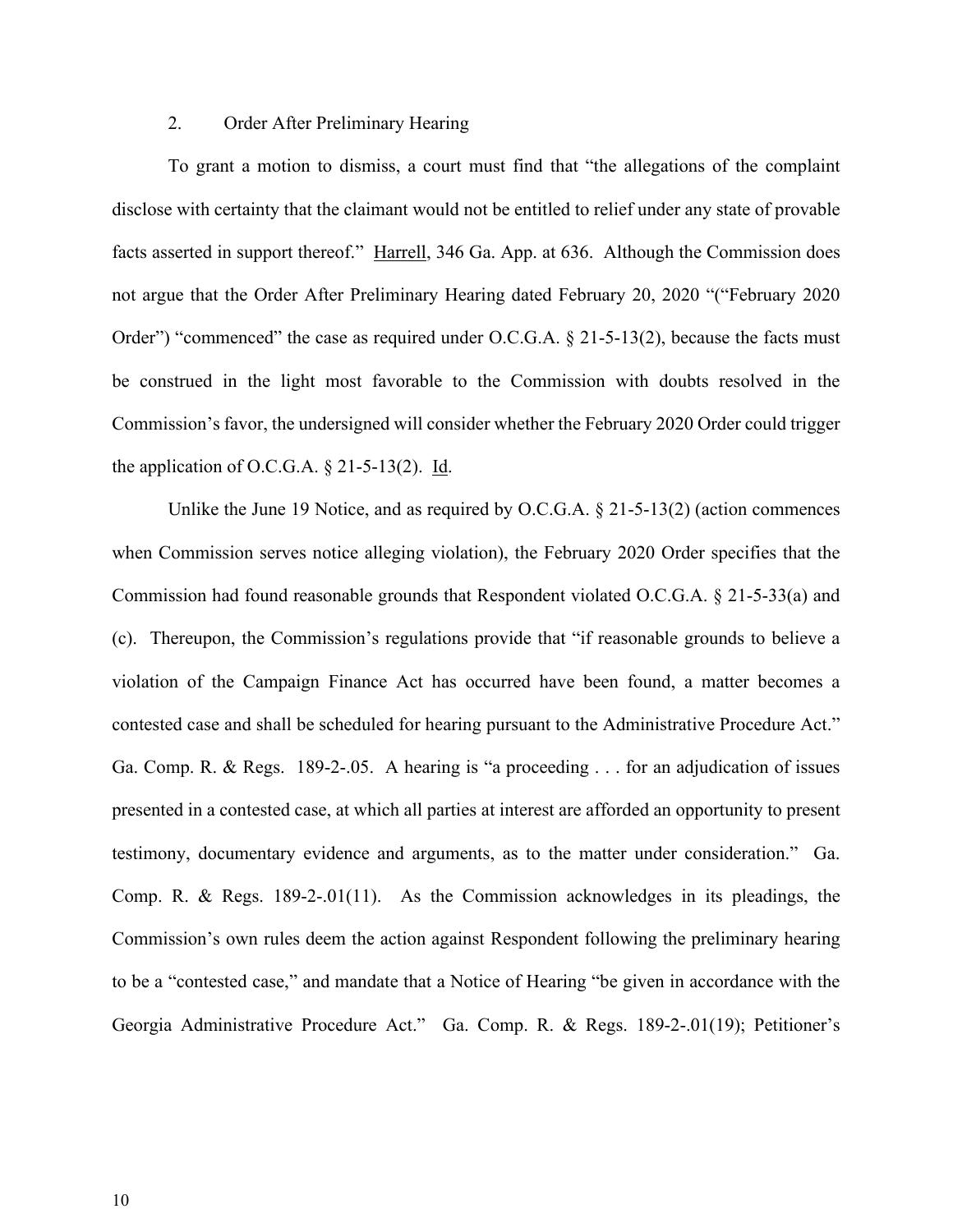2. Order After Preliminary Hearing

To grant a motion to dismiss, a court must find that "the allegations of the complaint disclose with certainty that the claimant would not be entitled to relief under any state of provable facts asserted in support thereof." Harrell, 346 Ga. App. at 636. Although the Commission does not argue that the Order After Preliminary Hearing dated February 20, 2020 "("February 2020 Order") "commenced" the case as required under O.C.G.A. § 21-5-13(2), because the facts must be construed in the light most favorable to the Commission with doubts resolved in the Commission's favor, the undersigned will consider whether the February 2020 Order could trigger the application of O.C.G.A. § 21-5-13(2). Id.

Unlike the June 19 Notice, and as required by O.C.G.A. § 21-5-13(2) (action commences when Commission serves notice alleging violation), the February 2020 Order specifies that the Commission had found reasonable grounds that Respondent violated O.C.G.A. § 21-5-33(a) and (c). Thereupon, the Commission's regulations provide that "if reasonable grounds to believe a violation of the Campaign Finance Act has occurred have been found, a matter becomes a contested case and shall be scheduled for hearing pursuant to the Administrative Procedure Act." Ga. Comp. R. & Regs. 189-2-.05. A hearing is "a proceeding . . . for an adjudication of issues presented in a contested case, at which all parties at interest are afforded an opportunity to present testimony, documentary evidence and arguments, as to the matter under consideration." Ga. Comp. R. & Regs. 189-2-.01(11). As the Commission acknowledges in its pleadings, the Commission's own rules deem the action against Respondent following the preliminary hearing to be a "contested case," and mandate that a Notice of Hearing "be given in accordance with the Georgia Administrative Procedure Act." Ga. Comp. R. & Regs. 189-2-.01(19); Petitioner's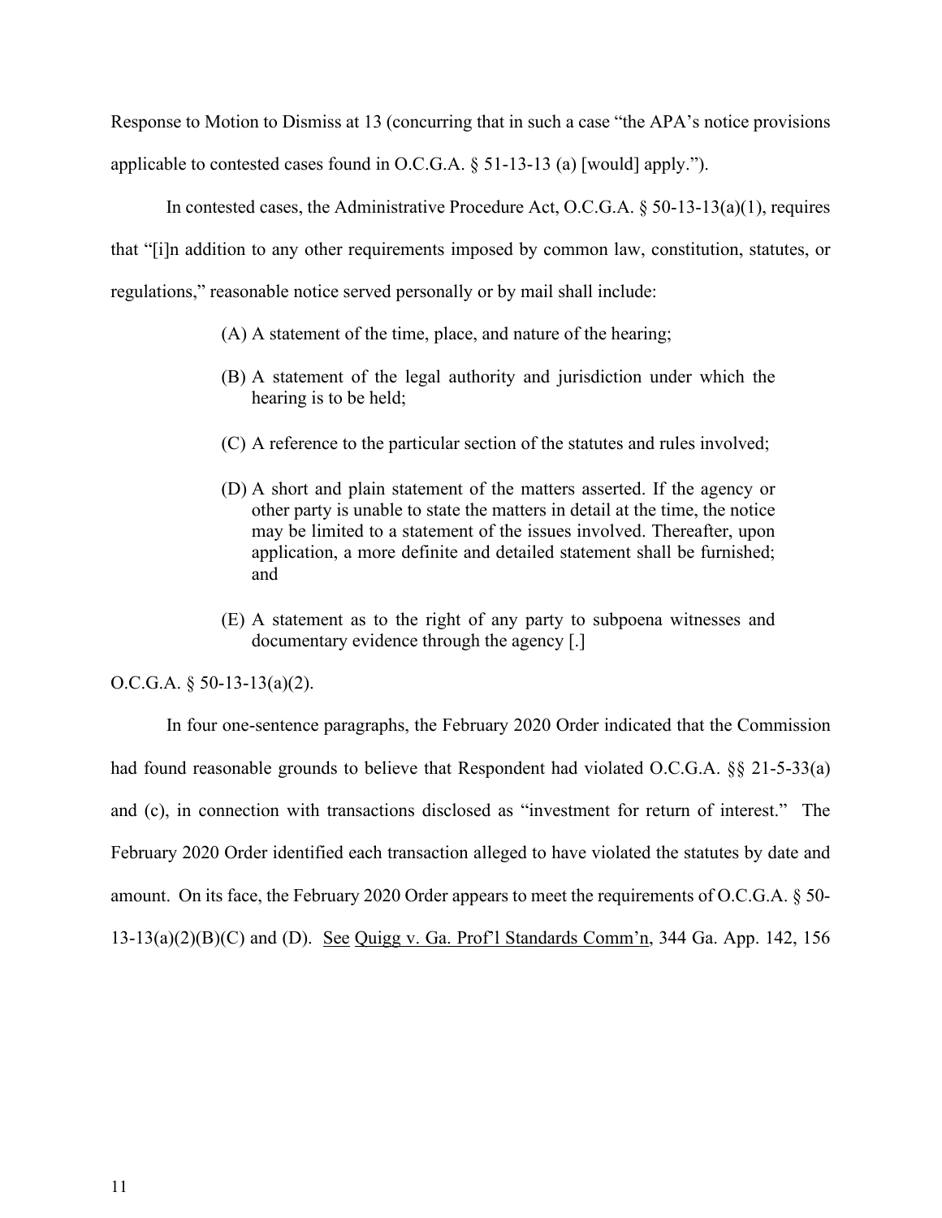Response to Motion to Dismiss at 13 (concurring that in such a case "the APA's notice provisions applicable to contested cases found in O.C.G.A. § 51-13-13 (a) [would] apply.").

In contested cases, the Administrative Procedure Act, O.C.G.A. § 50-13-13(a)(1), requires that "[i]n addition to any other requirements imposed by common law, constitution, statutes, or regulations," reasonable notice served personally or by mail shall include:

> (A) A statement of the time, place, and nature of the hearing;
>
> (B) A statement of the legal authority and jurisdiction under which the hearing is to be held;
>
> (C) A reference to the particular section of the statutes and rules involved;
>
> (D) A short and plain statement of the matters asserted. If the agency or other party is unable to state the matters in detail at the time, the notice may be limited to a statement of the issues involved. Thereafter, upon application, a more definite and detailed statement shall be furnished; and
>
> (E) A statement as to the right of any party to subpoena witnesses and documentary evidence through the agency [.]

O.C.G.A. § 50-13-13(a)(2).

In four one-sentence paragraphs, the February 2020 Order indicated that the Commission had found reasonable grounds to believe that Respondent had violated O.C.G.A. §§ 21-5-33(a) and (c), in connection with transactions disclosed as "investment for return of interest." The February 2020 Order identified each transaction alleged to have violated the statutes by date and amount. On its face, the February 2020 Order appears to meet the requirements of O.C.G.A. § 50-13-13(a)(2)(B)(C) and (D). See Quigg v. Ga. Prof'l Standards Comm'n, 344 Ga. App. 142, 156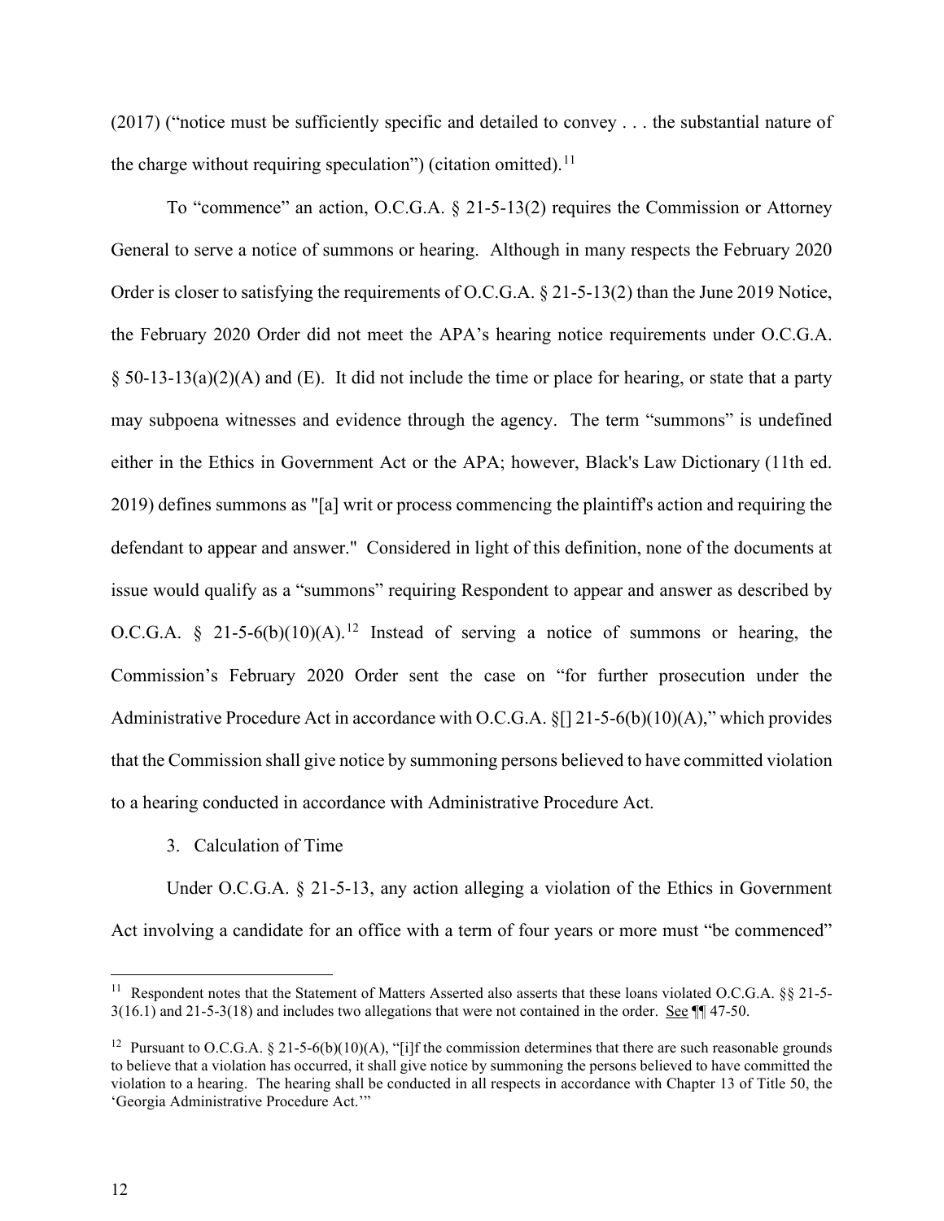(2017) ("notice must be sufficiently specific and detailed to convey . . . the substantial nature of the charge without requiring speculation") (citation omitted).[11]

To "commence" an action, O.C.G.A. § 21-5-13(2) requires the Commission or Attorney General to serve a notice of summons or hearing. Although in many respects the February 2020 Order is closer to satisfying the requirements of O.C.G.A. § 21-5-13(2) than the June 2019 Notice, the February 2020 Order did not meet the APA's hearing notice requirements under O.C.G.A. § 50-13-13(a)(2)(A) and (E). It did not include the time or place for hearing, or state that a party may subpoena witnesses and evidence through the agency. The term "summons" is undefined either in the Ethics in Government Act or the APA; however, Black's Law Dictionary (11th ed. 2019) defines summons as "[a] writ or process commencing the plaintiff's action and requiring the defendant to appear and answer." Considered in light of this definition, none of the documents at issue would qualify as a "summons" requiring Respondent to appear and answer as described by O.C.G.A. § 21-5-6(b)(10)(A).[12] Instead of serving a notice of summons or hearing, the Commission's February 2020 Order sent the case on "for further prosecution under the Administrative Procedure Act in accordance with O.C.G.A. §[] 21-5-6(b)(10)(A)," which provides that the Commission shall give notice by summoning persons believed to have committed violation to a hearing conducted in accordance with Administrative Procedure Act.

3. Calculation of Time

Under O.C.G.A. § 21-5-13, any action alleging a violation of the Ethics in Government Act involving a candidate for an office with a term of four years or more must "be commenced"

---

[11] Respondent notes that the Statement of Matters Asserted also asserts that these loans violated O.C.G.A. §§ 21-5-3(16.1) and 21-5-3(18) and includes two allegations that were not contained in the order. See ¶¶ 47-50.

[12] Pursuant to O.C.G.A. § 21-5-6(b)(10)(A), "[i]f the commission determines that there are such reasonable grounds to believe that a violation has occurred, it shall give notice by summoning the persons believed to have committed the violation to a hearing. The hearing shall be conducted in all respects in accordance with Chapter 13 of Title 50, the 'Georgia Administrative Procedure Act.'"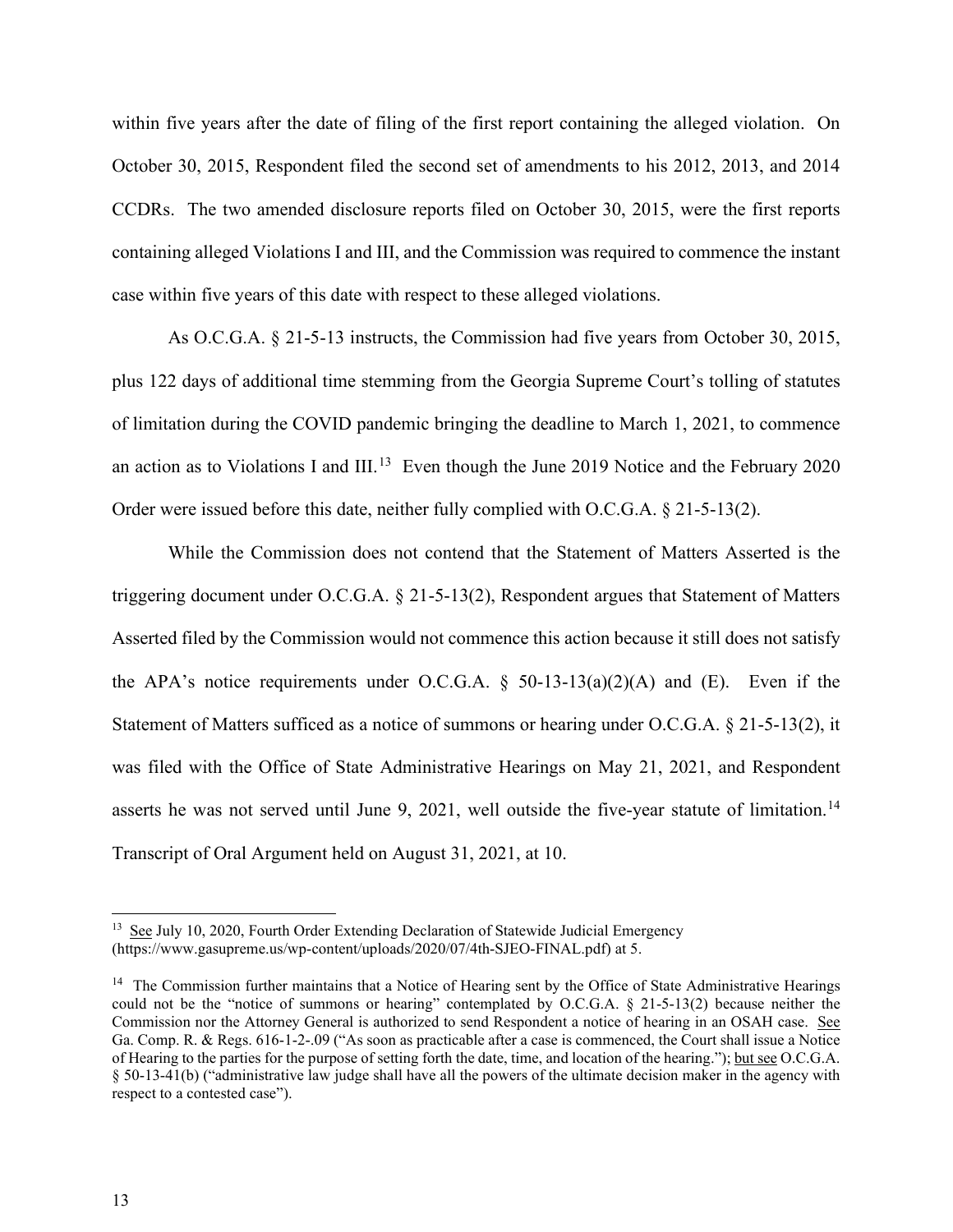within five years after the date of filing of the first report containing the alleged violation. On October 30, 2015, Respondent filed the second set of amendments to his 2012, 2013, and 2014 CCDRs. The two amended disclosure reports filed on October 30, 2015, were the first reports containing alleged Violations I and III, and the Commission was required to commence the instant case within five years of this date with respect to these alleged violations.

As O.C.G.A. § 21-5-13 instructs, the Commission had five years from October 30, 2015, plus 122 days of additional time stemming from the Georgia Supreme Court's tolling of statutes of limitation during the COVID pandemic bringing the deadline to March 1, 2021, to commence an action as to Violations I and III.[13] Even though the June 2019 Notice and the February 2020 Order were issued before this date, neither fully complied with O.C.G.A. § 21-5-13(2).

While the Commission does not contend that the Statement of Matters Asserted is the triggering document under O.C.G.A. § 21-5-13(2), Respondent argues that Statement of Matters Asserted filed by the Commission would not commence this action because it still does not satisfy the APA's notice requirements under O.C.G.A. § 50-13-13(a)(2)(A) and (E). Even if the Statement of Matters sufficed as a notice of summons or hearing under O.C.G.A. § 21-5-13(2), it was filed with the Office of State Administrative Hearings on May 21, 2021, and Respondent asserts he was not served until June 9, 2021, well outside the five-year statute of limitation.[14] Transcript of Oral Argument held on August 31, 2021, at 10.

---

[13] See July 10, 2020, Fourth Order Extending Declaration of Statewide Judicial Emergency (https://www.gasupreme.us/wp-content/uploads/2020/07/4th-SJEO-FINAL.pdf) at 5.

[14] The Commission further maintains that a Notice of Hearing sent by the Office of State Administrative Hearings could not be the "notice of summons or hearing" contemplated by O.C.G.A. § 21-5-13(2) because neither the Commission nor the Attorney General is authorized to send Respondent a notice of hearing in an OSAH case. See Ga. Comp. R. & Regs. 616-1-2-.09 ("As soon as practicable after a case is commenced, the Court shall issue a Notice of Hearing to the parties for the purpose of setting forth the date, time, and location of the hearing."); but see O.C.G.A. § 50-13-41(b) ("administrative law judge shall have all the powers of the ultimate decision maker in the agency with respect to a contested case").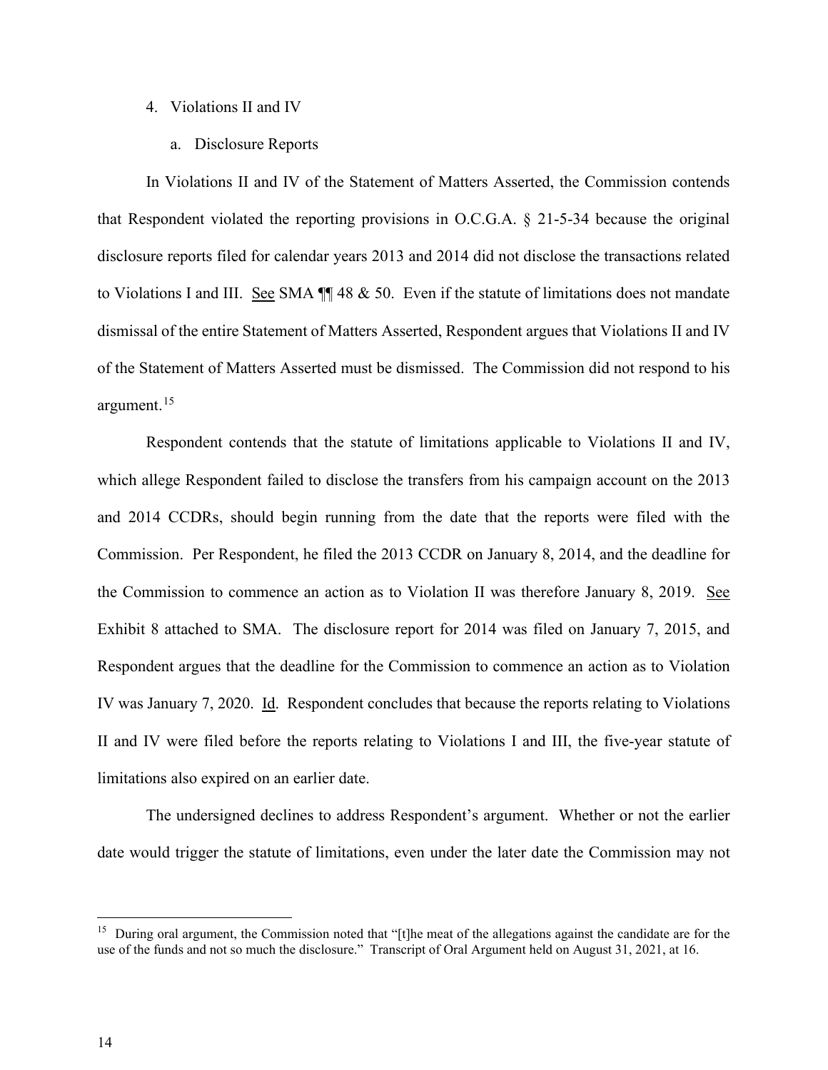4. Violations II and IV

   a. Disclosure Reports

In Violations II and IV of the Statement of Matters Asserted, the Commission contends that Respondent violated the reporting provisions in O.C.G.A. § 21-5-34 because the original disclosure reports filed for calendar years 2013 and 2014 did not disclose the transactions related to Violations I and III. See SMA ¶¶ 48 & 50. Even if the statute of limitations does not mandate dismissal of the entire Statement of Matters Asserted, Respondent argues that Violations II and IV of the Statement of Matters Asserted must be dismissed. The Commission did not respond to his argument.[15]

Respondent contends that the statute of limitations applicable to Violations II and IV, which allege Respondent failed to disclose the transfers from his campaign account on the 2013 and 2014 CCDRs, should begin running from the date that the reports were filed with the Commission. Per Respondent, he filed the 2013 CCDR on January 8, 2014, and the deadline for the Commission to commence an action as to Violation II was therefore January 8, 2019. See Exhibit 8 attached to SMA. The disclosure report for 2014 was filed on January 7, 2015, and Respondent argues that the deadline for the Commission to commence an action as to Violation IV was January 7, 2020. Id. Respondent concludes that because the reports relating to Violations II and IV were filed before the reports relating to Violations I and III, the five-year statute of limitations also expired on an earlier date.

The undersigned declines to address Respondent's argument. Whether or not the earlier date would trigger the statute of limitations, even under the later date the Commission may not

---

[15] During oral argument, the Commission noted that "[t]he meat of the allegations against the candidate are for the use of the funds and not so much the disclosure." Transcript of Oral Argument held on August 31, 2021, at 16.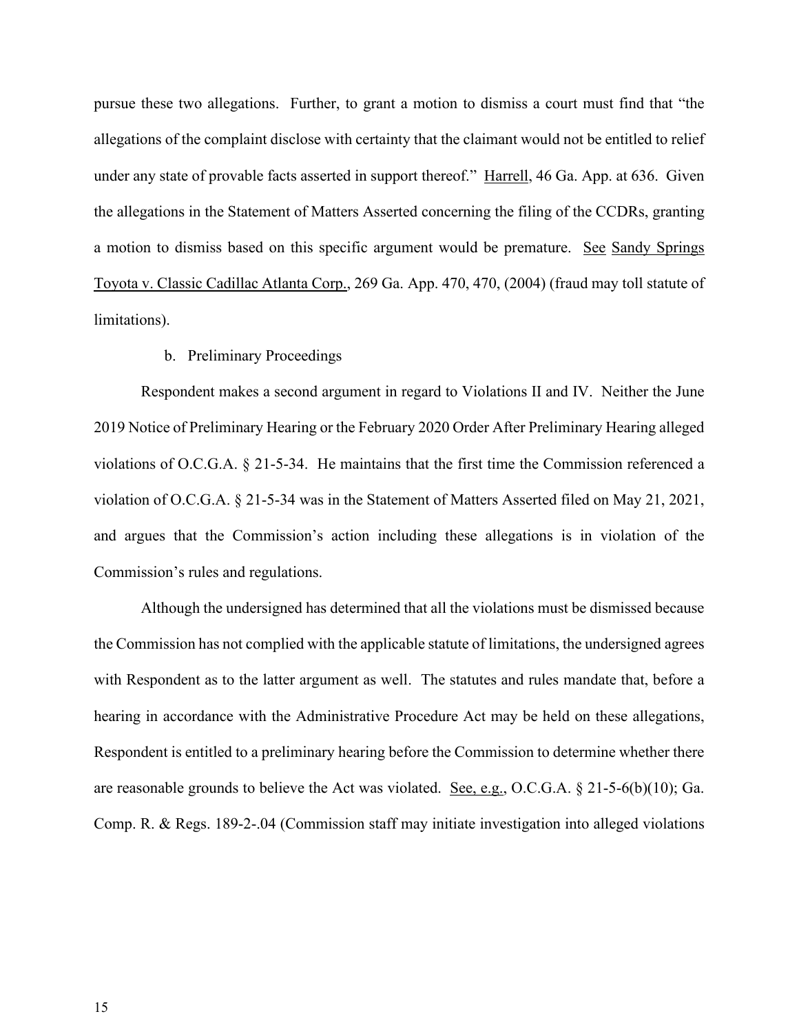pursue these two allegations. Further, to grant a motion to dismiss a court must find that "the allegations of the complaint disclose with certainty that the claimant would not be entitled to relief under any state of provable facts asserted in support thereof." Harrell, 46 Ga. App. at 636. Given the allegations in the Statement of Matters Asserted concerning the filing of the CCDRs, granting a motion to dismiss based on this specific argument would be premature. See Sandy Springs Toyota v. Classic Cadillac Atlanta Corp., 269 Ga. App. 470, 470, (2004) (fraud may toll statute of limitations).

b. Preliminary Proceedings

Respondent makes a second argument in regard to Violations II and IV. Neither the June 2019 Notice of Preliminary Hearing or the February 2020 Order After Preliminary Hearing alleged violations of O.C.G.A. § 21-5-34. He maintains that the first time the Commission referenced a violation of O.C.G.A. § 21-5-34 was in the Statement of Matters Asserted filed on May 21, 2021, and argues that the Commission's action including these allegations is in violation of the Commission's rules and regulations.

Although the undersigned has determined that all the violations must be dismissed because the Commission has not complied with the applicable statute of limitations, the undersigned agrees with Respondent as to the latter argument as well. The statutes and rules mandate that, before a hearing in accordance with the Administrative Procedure Act may be held on these allegations, Respondent is entitled to a preliminary hearing before the Commission to determine whether there are reasonable grounds to believe the Act was violated. See, e.g., O.C.G.A. § 21-5-6(b)(10); Ga. Comp. R. & Regs. 189-2-.04 (Commission staff may initiate investigation into alleged violations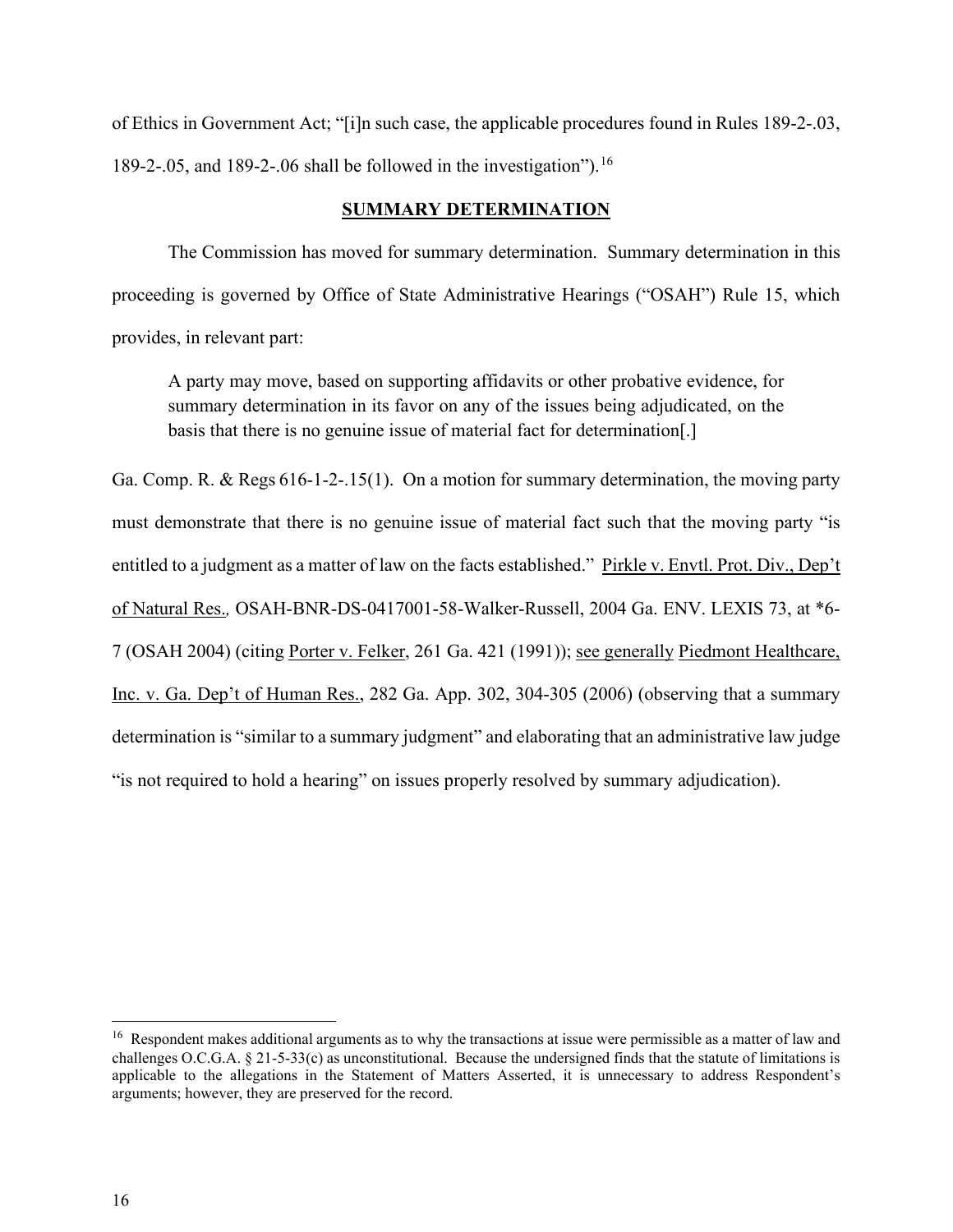of Ethics in Government Act; "[i]n such case, the applicable procedures found in Rules 189-2-.03, 189-2-.05, and 189-2-.06 shall be followed in the investigation").[16]

## SUMMARY DETERMINATION

The Commission has moved for summary determination. Summary determination in this proceeding is governed by Office of State Administrative Hearings ("OSAH") Rule 15, which provides, in relevant part:

> A party may move, based on supporting affidavits or other probative evidence, for summary determination in its favor on any of the issues being adjudicated, on the basis that there is no genuine issue of material fact for determination[.]

Ga. Comp. R. & Regs 616-1-2-.15(1). On a motion for summary determination, the moving party must demonstrate that there is no genuine issue of material fact such that the moving party "is entitled to a judgment as a matter of law on the facts established." Pirkle v. Envtl. Prot. Div., Dep't of Natural Res., OSAH-BNR-DS-0417001-58-Walker-Russell, 2004 Ga. ENV. LEXIS 73, at *6-7 (OSAH 2004) (citing Porter v. Felker, 261 Ga. 421 (1991)); see generally Piedmont Healthcare, Inc. v. Ga. Dep't of Human Res., 282 Ga. App. 302, 304-305 (2006) (observing that a summary determination is "similar to a summary judgment" and elaborating that an administrative law judge "is not required to hold a hearing" on issues properly resolved by summary adjudication).

---

[16] Respondent makes additional arguments as to why the transactions at issue were permissible as a matter of law and challenges O.C.G.A. § 21-5-33(c) as unconstitutional. Because the undersigned finds that the statute of limitations is applicable to the allegations in the Statement of Matters Asserted, it is unnecessary to address Respondent's arguments; however, they are preserved for the record.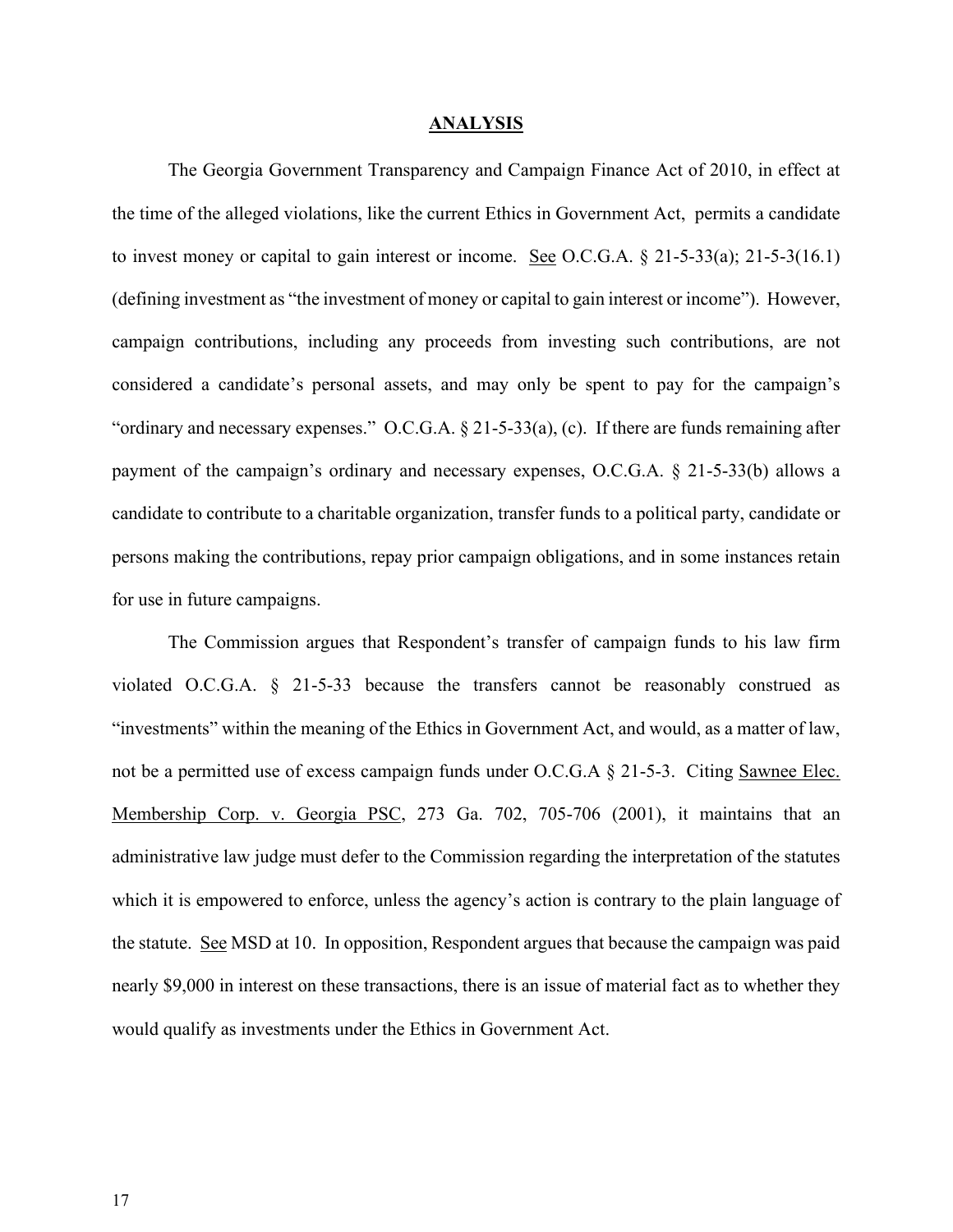## ANALYSIS

The Georgia Government Transparency and Campaign Finance Act of 2010, in effect at the time of the alleged violations, like the current Ethics in Government Act, permits a candidate to invest money or capital to gain interest or income. See O.C.G.A. § 21-5-33(a); 21-5-3(16.1) (defining investment as "the investment of money or capital to gain interest or income"). However, campaign contributions, including any proceeds from investing such contributions, are not considered a candidate's personal assets, and may only be spent to pay for the campaign's "ordinary and necessary expenses." O.C.G.A. § 21-5-33(a), (c). If there are funds remaining after payment of the campaign's ordinary and necessary expenses, O.C.G.A. § 21-5-33(b) allows a candidate to contribute to a charitable organization, transfer funds to a political party, candidate or persons making the contributions, repay prior campaign obligations, and in some instances retain for use in future campaigns.

The Commission argues that Respondent's transfer of campaign funds to his law firm violated O.C.G.A. § 21-5-33 because the transfers cannot be reasonably construed as "investments" within the meaning of the Ethics in Government Act, and would, as a matter of law, not be a permitted use of excess campaign funds under O.C.G.A § 21-5-3. Citing Sawnee Elec. Membership Corp. v. Georgia PSC, 273 Ga. 702, 705-706 (2001), it maintains that an administrative law judge must defer to the Commission regarding the interpretation of the statutes which it is empowered to enforce, unless the agency's action is contrary to the plain language of the statute. See MSD at 10. In opposition, Respondent argues that because the campaign was paid nearly $9,000 in interest on these transactions, there is an issue of material fact as to whether they would qualify as investments under the Ethics in Government Act.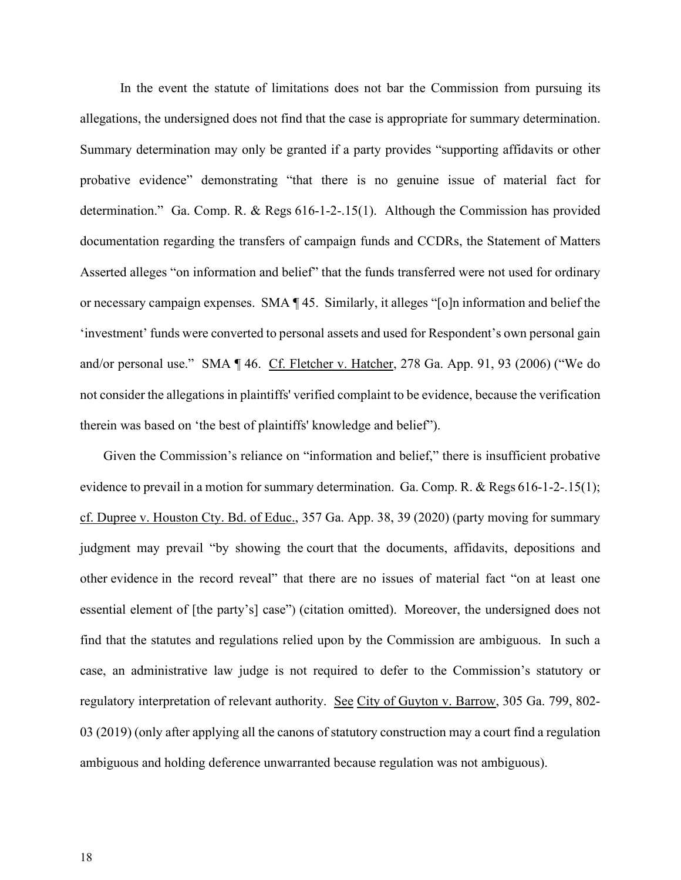In the event the statute of limitations does not bar the Commission from pursuing its allegations, the undersigned does not find that the case is appropriate for summary determination. Summary determination may only be granted if a party provides "supporting affidavits or other probative evidence" demonstrating "that there is no genuine issue of material fact for determination." Ga. Comp. R. & Regs 616-1-2-.15(1). Although the Commission has provided documentation regarding the transfers of campaign funds and CCDRs, the Statement of Matters Asserted alleges "on information and belief" that the funds transferred were not used for ordinary or necessary campaign expenses. SMA ¶ 45. Similarly, it alleges "[o]n information and belief the 'investment' funds were converted to personal assets and used for Respondent's own personal gain and/or personal use." SMA ¶ 46. Cf. Fletcher v. Hatcher, 278 Ga. App. 91, 93 (2006) ("We do not consider the allegations in plaintiffs' verified complaint to be evidence, because the verification therein was based on 'the best of plaintiffs' knowledge and belief").

Given the Commission's reliance on "information and belief," there is insufficient probative evidence to prevail in a motion for summary determination. Ga. Comp. R. & Regs 616-1-2-.15(1); cf. Dupree v. Houston Cty. Bd. of Educ., 357 Ga. App. 38, 39 (2020) (party moving for summary judgment may prevail "by showing the court that the documents, affidavits, depositions and other evidence in the record reveal" that there are no issues of material fact "on at least one essential element of [the party's] case") (citation omitted). Moreover, the undersigned does not find that the statutes and regulations relied upon by the Commission are ambiguous. In such a case, an administrative law judge is not required to defer to the Commission's statutory or regulatory interpretation of relevant authority. See City of Guyton v. Barrow, 305 Ga. 799, 802-03 (2019) (only after applying all the canons of statutory construction may a court find a regulation ambiguous and holding deference unwarranted because regulation was not ambiguous).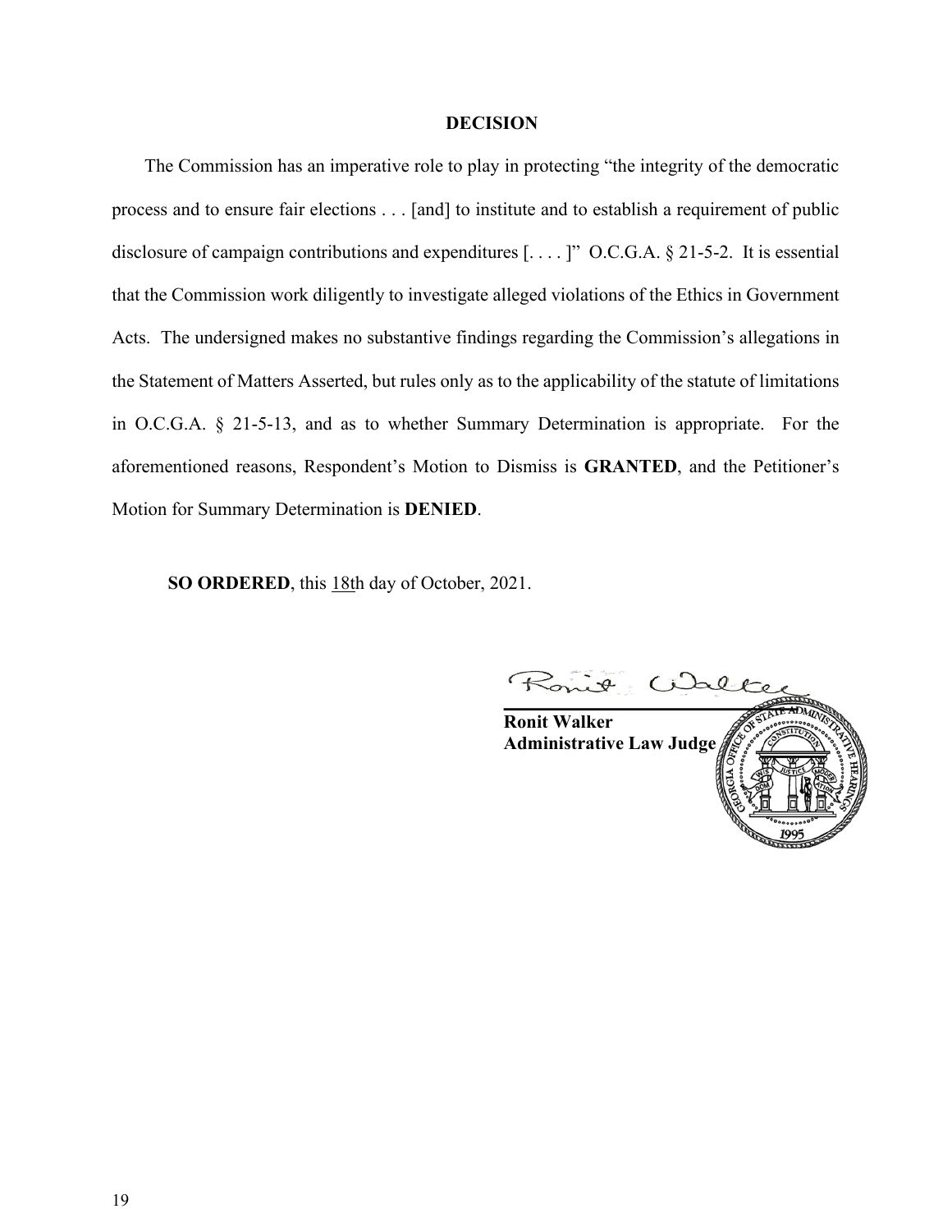## DECISION

The Commission has an imperative role to play in protecting "the integrity of the democratic process and to ensure fair elections . . . [and] to institute and to establish a requirement of public disclosure of campaign contributions and expenditures [. . . . ]" O.C.G.A. § 21-5-2. It is essential that the Commission work diligently to investigate alleged violations of the Ethics in Government Acts. The undersigned makes no substantive findings regarding the Commission's allegations in the Statement of Matters Asserted, but rules only as to the applicability of the statute of limitations in O.C.G.A. § 21-5-13, and as to whether Summary Determination is appropriate. For the aforementioned reasons, Respondent's Motion to Dismiss is **GRANTED**, and the Petitioner's Motion for Summary Determination is **DENIED**.

**SO ORDERED**, this 18th day of October, 2021.

**Ronit Walker**
**Administrative Law Judge**